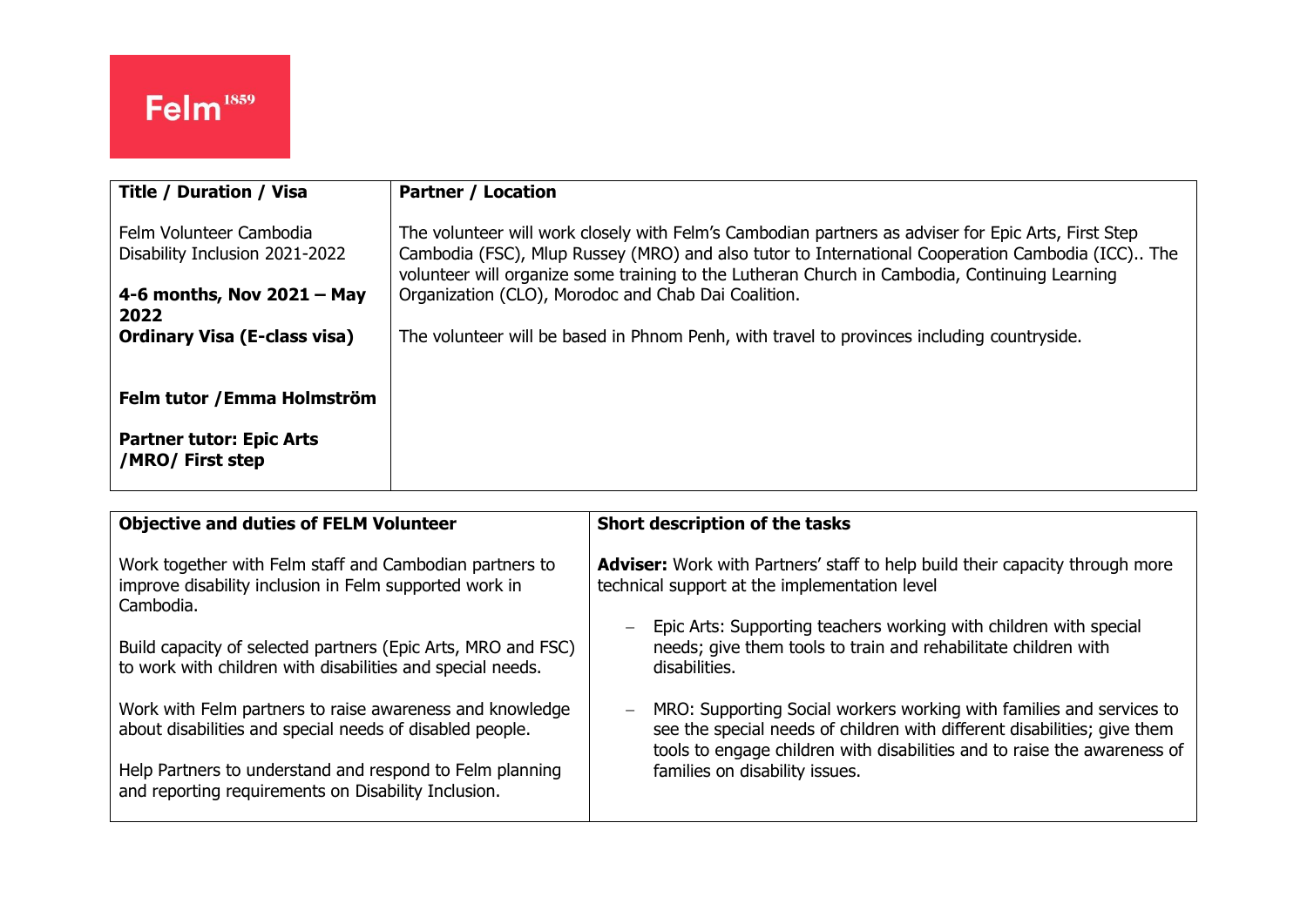Felm[1859]

| Title / Duration / Visa | Partner / Location |
|---|---|
| Felm Volunteer Cambodia Disability Inclusion 2021-2022<br><br>**4-6 months, Nov 2021 – May 2022**<br>**Ordinary Visa (E-class visa)**<br><br>**Felm tutor /Emma Holmström**<br><br>**Partner tutor: Epic Arts /MRO/ First step** | The volunteer will work closely with Felm's Cambodian partners as adviser for Epic Arts, First Step Cambodia (FSC), Mlup Russey (MRO) and also tutor to International Cooperation Cambodia (ICC).. The volunteer will organize some training to the Lutheran Church in Cambodia, Continuing Learning Organization (CLO), Morodoc and Chab Dai Coalition.<br><br>The volunteer will be based in Phnom Penh, with travel to provinces including countryside. |

| Objective and duties of FELM Volunteer | Short description of the tasks |
|---|---|
| Work together with Felm staff and Cambodian partners to improve disability inclusion in Felm supported work in Cambodia.<br><br>Build capacity of selected partners (Epic Arts, MRO and FSC) to work with children with disabilities and special needs.<br><br>Work with Felm partners to raise awareness and knowledge about disabilities and special needs of disabled people.<br><br>Help Partners to understand and respond to Felm planning and reporting requirements on Disability Inclusion. | **Adviser:** Work with Partners' staff to help build their capacity through more technical support at the implementation level<br><br>– Epic Arts: Supporting teachers working with children with special needs; give them tools to train and rehabilitate children with disabilities.<br><br>– MRO: Supporting Social workers working with families and services to see the special needs of children with different disabilities; give them tools to engage children with disabilities and to raise the awareness of families on disability issues. |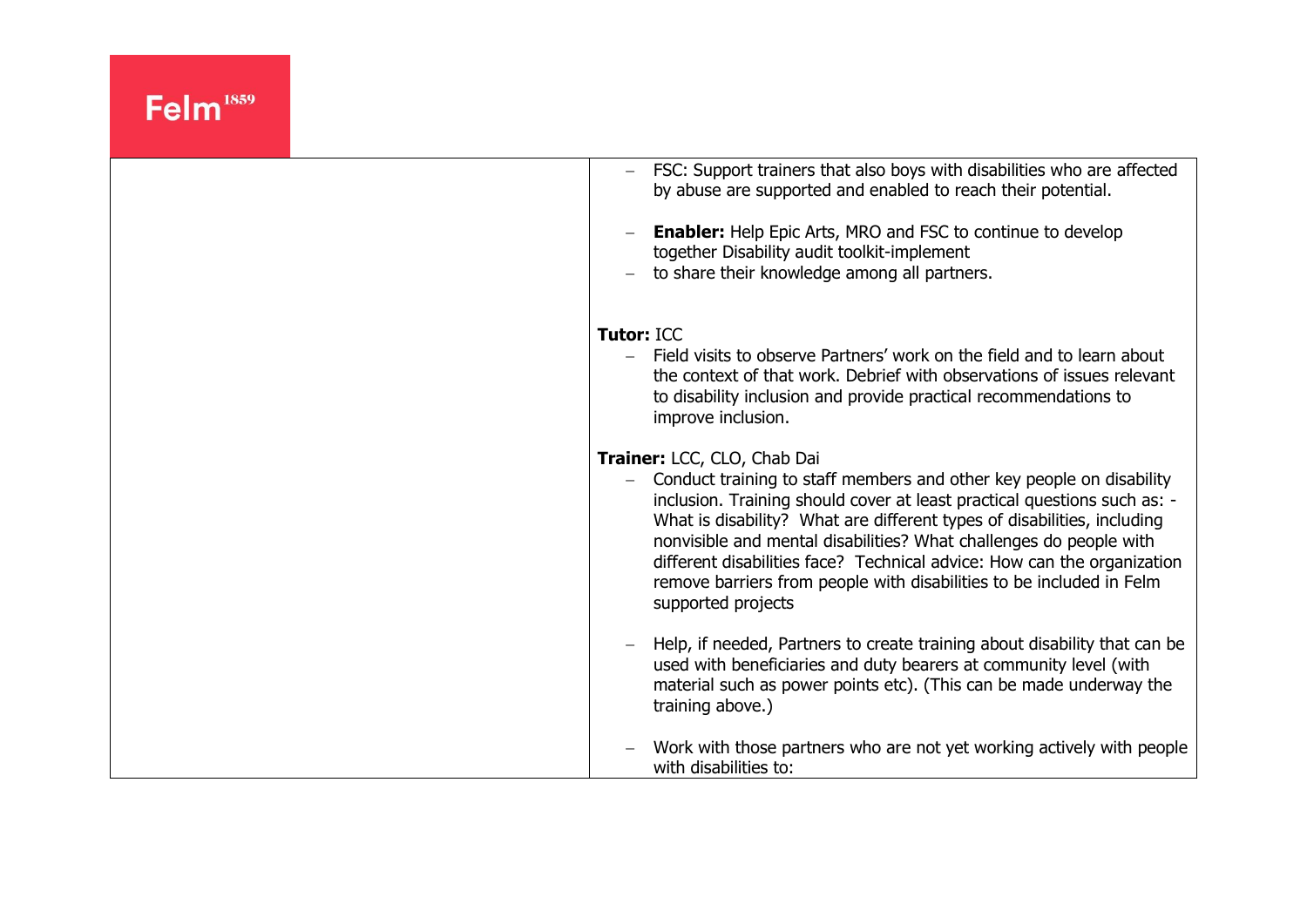| | |
|---|---|
| | – FSC: Support trainers that also boys with disabilities who are affected by abuse are supported and enabled to reach their potential.<br><br>– **Enabler:** Help Epic Arts, MRO and FSC to continue to develop together Disability audit toolkit-implement<br>– to share their knowledge among all partners.<br><br>**Tutor:** ICC<br>– Field visits to observe Partners' work on the field and to learn about the context of that work. Debrief with observations of issues relevant to disability inclusion and provide practical recommendations to improve inclusion.<br><br>**Trainer:** LCC, CLO, Chab Dai<br>– Conduct training to staff members and other key people on disability inclusion. Training should cover at least practical questions such as: - What is disability? What are different types of disabilities, including nonvisible and mental disabilities? What challenges do people with different disabilities face? Technical advice: How can the organization remove barriers from people with disabilities to be included in Felm supported projects<br><br>– Help, if needed, Partners to create training about disability that can be used with beneficiaries and duty bearers at community level (with material such as power points etc). (This can be made underway the training above.)<br><br>– Work with those partners who are not yet working actively with people with disabilities to: |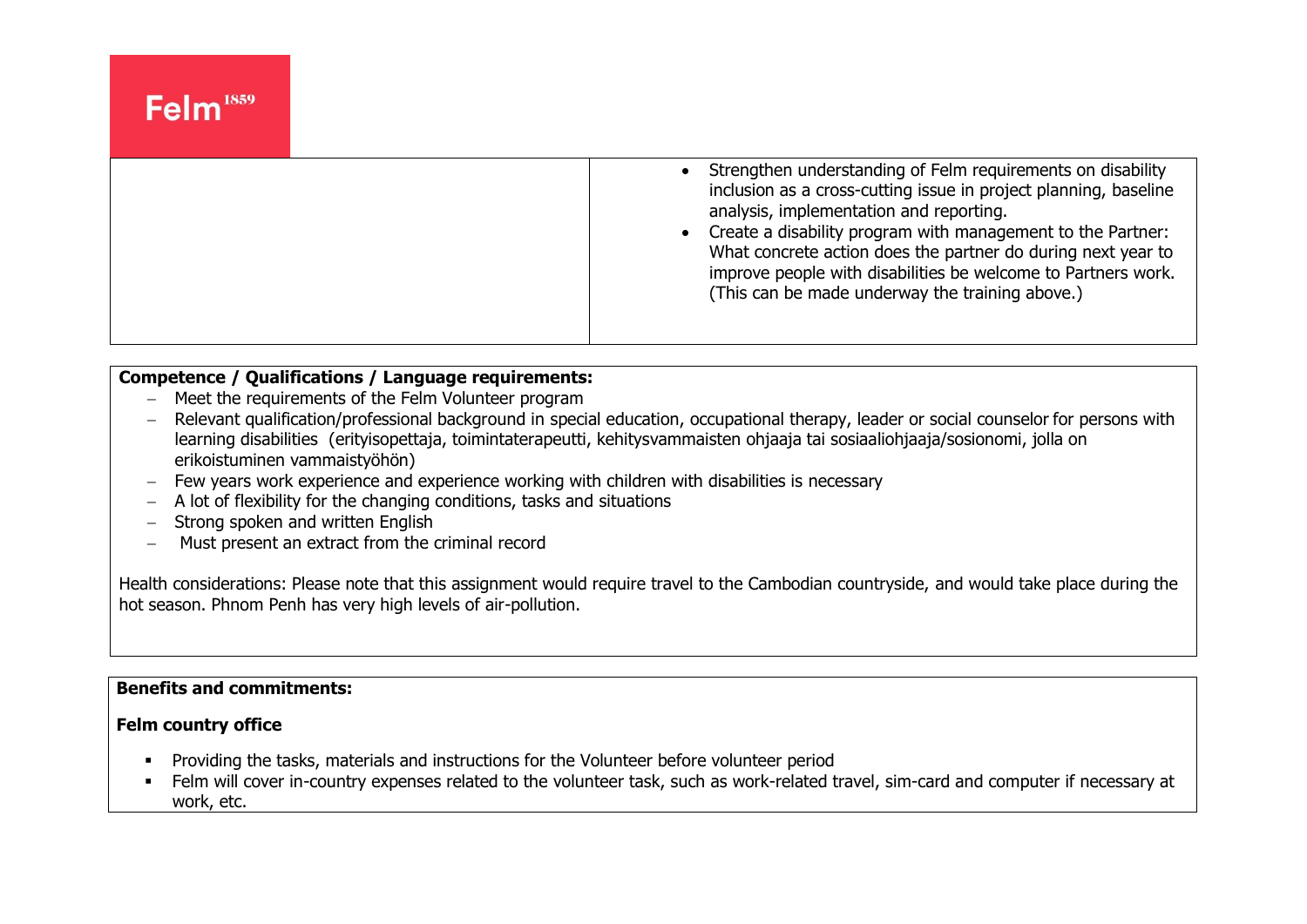| | |
|---|---|
| | • Strengthen understanding of Felm requirements on disability inclusion as a cross-cutting issue in project planning, baseline analysis, implementation and reporting.<br>• Create a disability program with management to the Partner: What concrete action does the partner do during next year to improve people with disabilities be welcome to Partners work. (This can be made underway the training above.) |

**Competence / Qualifications / Language requirements:**

- Meet the requirements of the Felm Volunteer program
- Relevant qualification/professional background in special education, occupational therapy, leader or social counselor for persons with learning disabilities (erityisopettaja, toimintaterapeutti, kehitysvammaisten ohjaaja tai sosiaaliohjaaja/sosionomi, jolla on erikoistuminen vammaistyöhön)
- Few years work experience and experience working with children with disabilities is necessary
- A lot of flexibility for the changing conditions, tasks and situations
- Strong spoken and written English
- Must present an extract from the criminal record

Health considerations: Please note that this assignment would require travel to the Cambodian countryside, and would take place during the hot season. Phnom Penh has very high levels of air-pollution.

**Benefits and commitments:**

**Felm country office**

- Providing the tasks, materials and instructions for the Volunteer before volunteer period
- Felm will cover in-country expenses related to the volunteer task, such as work-related travel, sim-card and computer if necessary at work, etc.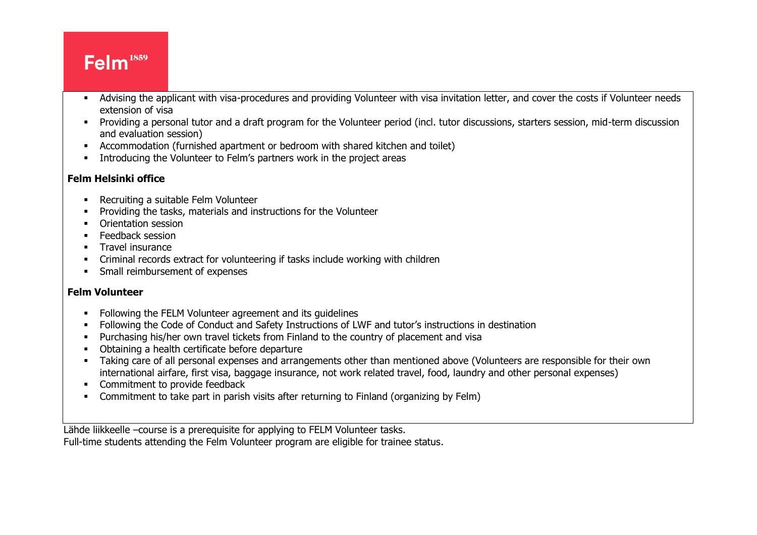- Advising the applicant with visa-procedures and providing Volunteer with visa invitation letter, and cover the costs if Volunteer needs extension of visa
- Providing a personal tutor and a draft program for the Volunteer period (incl. tutor discussions, starters session, mid-term discussion and evaluation session)
- Accommodation (furnished apartment or bedroom with shared kitchen and toilet)
- Introducing the Volunteer to Felm's partners work in the project areas

**Felm Helsinki office**

- Recruiting a suitable Felm Volunteer
- Providing the tasks, materials and instructions for the Volunteer
- Orientation session
- Feedback session
- Travel insurance
- Criminal records extract for volunteering if tasks include working with children
- Small reimbursement of expenses

**Felm Volunteer**

- Following the FELM Volunteer agreement and its guidelines
- Following the Code of Conduct and Safety Instructions of LWF and tutor's instructions in destination
- Purchasing his/her own travel tickets from Finland to the country of placement and visa
- Obtaining a health certificate before departure
- Taking care of all personal expenses and arrangements other than mentioned above (Volunteers are responsible for their own international airfare, first visa, baggage insurance, not work related travel, food, laundry and other personal expenses)
- Commitment to provide feedback
- Commitment to take part in parish visits after returning to Finland (organizing by Felm)

Lähde liikkeelle –course is a prerequisite for applying to FELM Volunteer tasks.
Full-time students attending the Felm Volunteer program are eligible for trainee status.